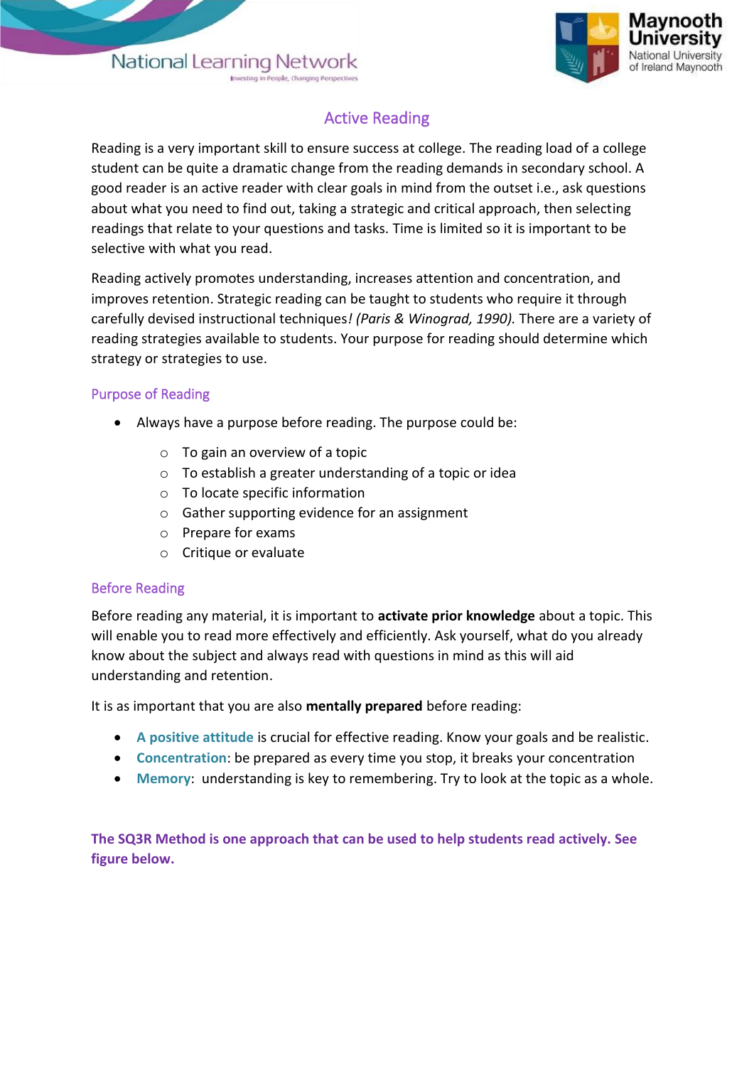# Active Reading

Reading is a very important skill to ensure success at college. The reading load of a college student can be quite a dramatic change from the reading demands in secondary school. A good reader is an active reader with clear goals in mind from the outset i.e., ask questions about what you need to find out, taking a strategic and critical approach, then selecting readings that relate to your questions and tasks. Time is limited so it is important to be selective with what you read.

Reading actively promotes understanding, increases attention and concentration, and improves retention. Strategic reading can be taught to students who require it through carefully devised instructional techniques*! (Paris & Winograd, 1990).* There are a variety of reading strategies available to students. Your purpose for reading should determine which strategy or strategies to use.

## Purpose of Reading

- Always have a purpose before reading. The purpose could be:
  - To gain an overview of a topic
  - To establish a greater understanding of a topic or idea
  - To locate specific information
  - Gather supporting evidence for an assignment
  - Prepare for exams
  - Critique or evaluate

## Before Reading

Before reading any material, it is important to **activate prior knowledge** about a topic. This will enable you to read more effectively and efficiently. Ask yourself, what do you already know about the subject and always read with questions in mind as this will aid understanding and retention.

It is as important that you are also **mentally prepared** before reading:

- **A positive attitude** is crucial for effective reading. Know your goals and be realistic.
- **Concentration**: be prepared as every time you stop, it breaks your concentration
- **Memory**: understanding is key to remembering. Try to look at the topic as a whole.

**The SQ3R Method is one approach that can be used to help students read actively. See figure below.**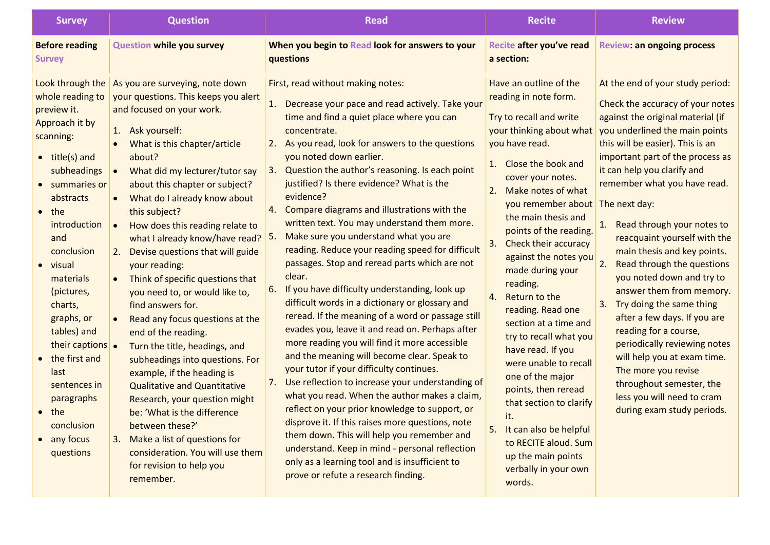| Survey | Question | Read | Recite | Review |
|---|---|---|---|---|
| **Before reading Survey** | **Question while you survey** | **When you begin to Read look for answers to your questions** | **Recite after you've read a section:** | **Review: an ongoing process** |
| Look through the whole reading to preview it. Approach it by scanning:<br>• title(s) and subheadings<br>• summaries or abstracts<br>• the introduction and conclusion<br>• visual materials (pictures, charts, graphs, or tables) and their captions<br>• the first and last sentences in paragraphs<br>• the conclusion<br>• any focus questions | As you are surveying, note down your questions. This keeps you alert and focused on your work.<br>1. Ask yourself:<br>• What is this chapter/article about?<br>• What did my lecturer/tutor say about this chapter or subject?<br>• What do I already know about this subject?<br>• How does this reading relate to what I already know/have read?<br>2. Devise questions that will guide your reading:<br>• Think of specific questions that you need to, or would like to, find answers for.<br>• Read any focus questions at the end of the reading.<br>• Turn the title, headings, and subheadings into questions. For example, if the heading is Qualitative and Quantitative Research, your question might be: 'What is the difference between these?'<br>3. Make a list of questions for consideration. You will use them for revision to help you remember. | First, read without making notes:<br>1. Decrease your pace and read actively. Take your time and find a quiet place where you can concentrate.<br>2. As you read, look for answers to the questions you noted down earlier.<br>3. Question the author's reasoning. Is each point justified? Is there evidence? What is the evidence?<br>4. Compare diagrams and illustrations with the written text. You may understand them more.<br>5. Make sure you understand what you are reading. Reduce your reading speed for difficult passages. Stop and reread parts which are not clear.<br>6. If you have difficulty understanding, look up difficult words in a dictionary or glossary and reread. If the meaning of a word or passage still evades you, leave it and read on. Perhaps after more reading you will find it more accessible and the meaning will become clear. Speak to your tutor if your difficulty continues.<br>7. Use reflection to increase your understanding of what you read. When the author makes a claim, reflect on your prior knowledge to support, or disprove it. If this raises more questions, note them down. This will help you remember and understand. Keep in mind - personal reflection only as a learning tool and is insufficient to prove or refute a research finding. | Have an outline of the reading in note form.<br>Try to recall and write your thinking about what you have read.<br>1. Close the book and cover your notes.<br>2. Make notes of what you remember about the main thesis and points of the reading.<br>3. Check their accuracy against the notes you made during your reading.<br>4. Return to the reading. Read one section at a time and try to recall what you have read. If you were unable to recall one of the major points, then reread that section to clarify it.<br>5. It can also be helpful to RECITE aloud. Sum up the main points verbally in your own words. | At the end of your study period:<br>Check the accuracy of your notes against the original material (if you underlined the main points this will be easier). This is an important part of the process as it can help you clarify and remember what you have read.<br>The next day:<br>1. Read through your notes to reacquaint yourself with the main thesis and key points.<br>2. Read through the questions you noted down and try to answer them from memory.<br>3. Try doing the same thing after a few days. If you are reading for a course, periodically reviewing notes will help you at exam time. The more you revise throughout semester, the less you will need to cram during exam study periods. |